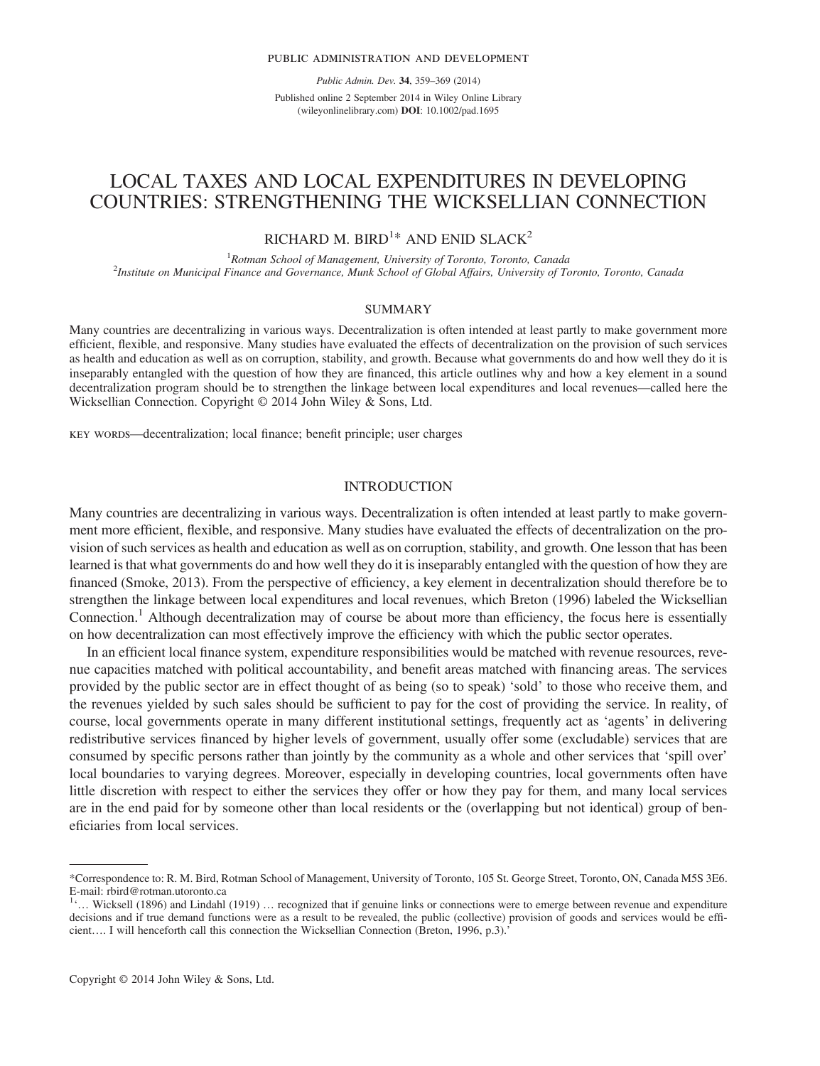PUBLIC ADMINISTRATION AND DEVELOPMENT

*Public Admin. Dev.* **34**, 359–369 (2014)

Published online 2 September 2014 in Wiley Online Library (wileyonlinelibrary.com) **DOI**: 10.1002/pad.1695

# LOCAL TAXES AND LOCAL EXPENDITURES IN DEVELOPING COUNTRIES: STRENGTHENING THE WICKSELLIAN CONNECTION

RICHARD M. BIRD[1]* AND ENID SLACK[2]

[1]*Rotman School of Management, University of Toronto, Toronto, Canada*
[2]*Institute on Municipal Finance and Governance, Munk School of Global Affairs, University of Toronto, Toronto, Canada*

## SUMMARY

Many countries are decentralizing in various ways. Decentralization is often intended at least partly to make government more efficient, flexible, and responsive. Many studies have evaluated the effects of decentralization on the provision of such services as health and education as well as on corruption, stability, and growth. Because what governments do and how well they do it is inseparably entangled with the question of how they are financed, this article outlines why and how a key element in a sound decentralization program should be to strengthen the linkage between local expenditures and local revenues—called here the Wicksellian Connection. Copyright © 2014 John Wiley & Sons, Ltd.

KEY WORDS—decentralization; local finance; benefit principle; user charges

## INTRODUCTION

Many countries are decentralizing in various ways. Decentralization is often intended at least partly to make government more efficient, flexible, and responsive. Many studies have evaluated the effects of decentralization on the provision of such services as health and education as well as on corruption, stability, and growth. One lesson that has been learned is that what governments do and how well they do it is inseparably entangled with the question of how they are financed (Smoke, 2013). From the perspective of efficiency, a key element in decentralization should therefore be to strengthen the linkage between local expenditures and local revenues, which Breton (1996) labeled the Wicksellian Connection.[1] Although decentralization may of course be about more than efficiency, the focus here is essentially on how decentralization can most effectively improve the efficiency with which the public sector operates.

In an efficient local finance system, expenditure responsibilities would be matched with revenue resources, revenue capacities matched with political accountability, and benefit areas matched with financing areas. The services provided by the public sector are in effect thought of as being (so to speak) 'sold' to those who receive them, and the revenues yielded by such sales should be sufficient to pay for the cost of providing the service. In reality, of course, local governments operate in many different institutional settings, frequently act as 'agents' in delivering redistributive services financed by higher levels of government, usually offer some (excludable) services that are consumed by specific persons rather than jointly by the community as a whole and other services that 'spill over' local boundaries to varying degrees. Moreover, especially in developing countries, local governments often have little discretion with respect to either the services they offer or how they pay for them, and many local services are in the end paid for by someone other than local residents or the (overlapping but not identical) group of beneficiaries from local services.

---

*Correspondence to: R. M. Bird, Rotman School of Management, University of Toronto, 105 St. George Street, Toronto, ON, Canada M5S 3E6. E-mail: rbird@rotman.utoronto.ca

[1] '… Wicksell (1896) and Lindahl (1919) … recognized that if genuine links or connections were to emerge between revenue and expenditure decisions and if true demand functions were as a result to be revealed, the public (collective) provision of goods and services would be efficient…. I will henceforth call this connection the Wicksellian Connection (Breton, 1996, p.3).'

Copyright © 2014 John Wiley & Sons, Ltd.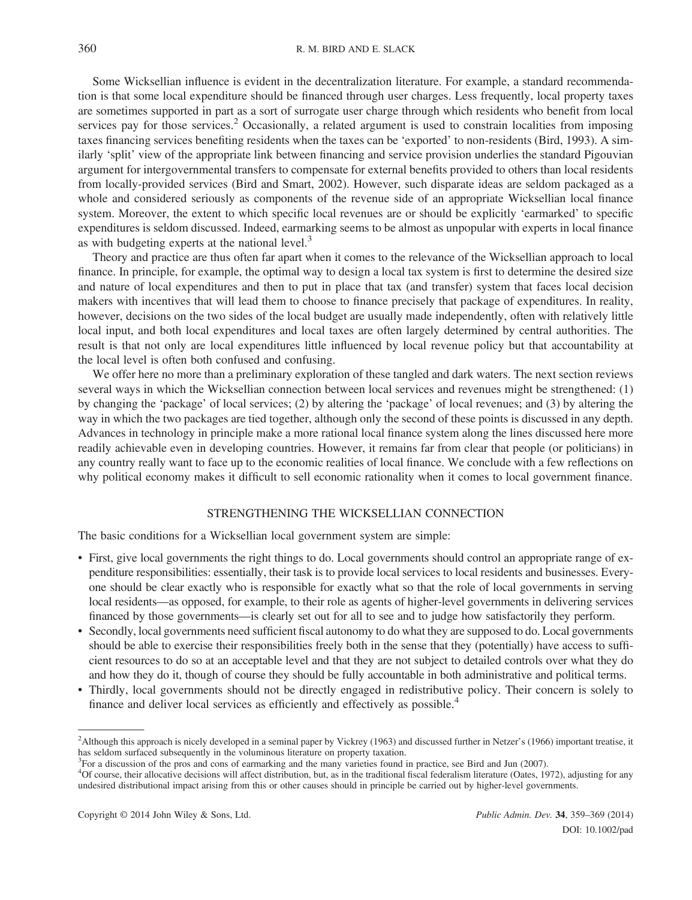Some Wicksellian influence is evident in the decentralization literature. For example, a standard recommendation is that some local expenditure should be financed through user charges. Less frequently, local property taxes are sometimes supported in part as a sort of surrogate user charge through which residents who benefit from local services pay for those services.[2] Occasionally, a related argument is used to constrain localities from imposing taxes financing services benefiting residents when the taxes can be 'exported' to non-residents (Bird, 1993). A similarly 'split' view of the appropriate link between financing and service provision underlies the standard Pigouvian argument for intergovernmental transfers to compensate for external benefits provided to others than local residents from locally-provided services (Bird and Smart, 2002). However, such disparate ideas are seldom packaged as a whole and considered seriously as components of the revenue side of an appropriate Wicksellian local finance system. Moreover, the extent to which specific local revenues are or should be explicitly 'earmarked' to specific expenditures is seldom discussed. Indeed, earmarking seems to be almost as unpopular with experts in local finance as with budgeting experts at the national level.[3]

Theory and practice are thus often far apart when it comes to the relevance of the Wicksellian approach to local finance. In principle, for example, the optimal way to design a local tax system is first to determine the desired size and nature of local expenditures and then to put in place that tax (and transfer) system that faces local decision makers with incentives that will lead them to choose to finance precisely that package of expenditures. In reality, however, decisions on the two sides of the local budget are usually made independently, often with relatively little local input, and both local expenditures and local taxes are often largely determined by central authorities. The result is that not only are local expenditures little influenced by local revenue policy but that accountability at the local level is often both confused and confusing.

We offer here no more than a preliminary exploration of these tangled and dark waters. The next section reviews several ways in which the Wicksellian connection between local services and revenues might be strengthened: (1) by changing the 'package' of local services; (2) by altering the 'package' of local revenues; and (3) by altering the way in which the two packages are tied together, although only the second of these points is discussed in any depth. Advances in technology in principle make a more rational local finance system along the lines discussed here more readily achievable even in developing countries. However, it remains far from clear that people (or politicians) in any country really want to face up to the economic realities of local finance. We conclude with a few reflections on why political economy makes it difficult to sell economic rationality when it comes to local government finance.

## STRENGTHENING THE WICKSELLIAN CONNECTION

The basic conditions for a Wicksellian local government system are simple:

- First, give local governments the right things to do. Local governments should control an appropriate range of expenditure responsibilities: essentially, their task is to provide local services to local residents and businesses. Everyone should be clear exactly who is responsible for exactly what so that the role of local governments in serving local residents—as opposed, for example, to their role as agents of higher-level governments in delivering services financed by those governments—is clearly set out for all to see and to judge how satisfactorily they perform.
- Secondly, local governments need sufficient fiscal autonomy to do what they are supposed to do. Local governments should be able to exercise their responsibilities freely both in the sense that they (potentially) have access to sufficient resources to do so at an acceptable level and that they are not subject to detailed controls over what they do and how they do it, though of course they should be fully accountable in both administrative and political terms.
- Thirdly, local governments should not be directly engaged in redistributive policy. Their concern is solely to finance and deliver local services as efficiently and effectively as possible.[4]

---

[2]Although this approach is nicely developed in a seminal paper by Vickrey (1963) and discussed further in Netzer's (1966) important treatise, it has seldom surfaced subsequently in the voluminous literature on property taxation.

[3]For a discussion of the pros and cons of earmarking and the many varieties found in practice, see Bird and Jun (2007).

[4]Of course, their allocative decisions will affect distribution, but, as in the traditional fiscal federalism literature (Oates, 1972), adjusting for any undesired distributional impact arising from this or other causes should in principle be carried out by higher-level governments.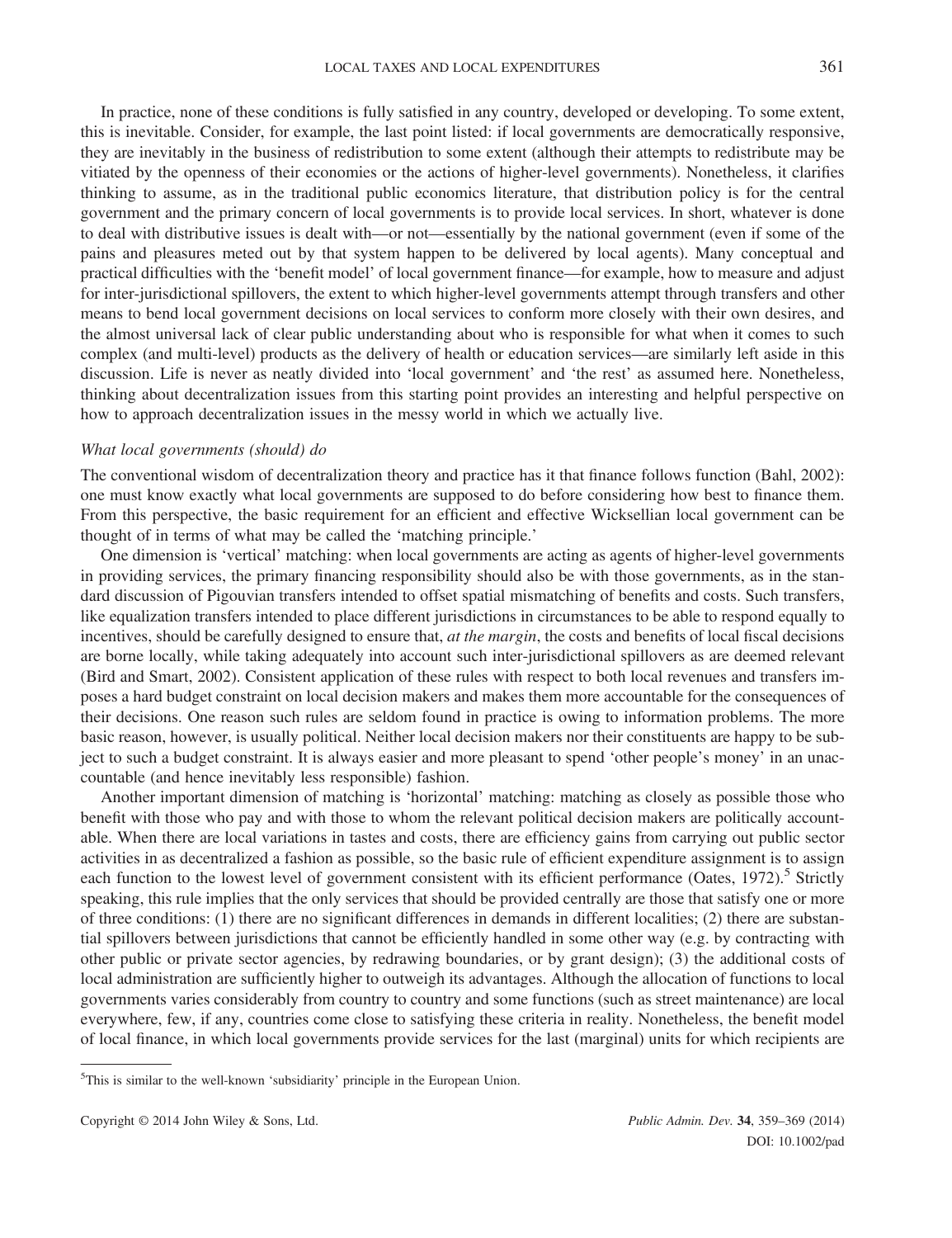In practice, none of these conditions is fully satisfied in any country, developed or developing. To some extent, this is inevitable. Consider, for example, the last point listed: if local governments are democratically responsive, they are inevitably in the business of redistribution to some extent (although their attempts to redistribute may be vitiated by the openness of their economies or the actions of higher-level governments). Nonetheless, it clarifies thinking to assume, as in the traditional public economics literature, that distribution policy is for the central government and the primary concern of local governments is to provide local services. In short, whatever is done to deal with distributive issues is dealt with—or not—essentially by the national government (even if some of the pains and pleasures meted out by that system happen to be delivered by local agents). Many conceptual and practical difficulties with the 'benefit model' of local government finance—for example, how to measure and adjust for inter-jurisdictional spillovers, the extent to which higher-level governments attempt through transfers and other means to bend local government decisions on local services to conform more closely with their own desires, and the almost universal lack of clear public understanding about who is responsible for what when it comes to such complex (and multi-level) products as the delivery of health or education services—are similarly left aside in this discussion. Life is never as neatly divided into 'local government' and 'the rest' as assumed here. Nonetheless, thinking about decentralization issues from this starting point provides an interesting and helpful perspective on how to approach decentralization issues in the messy world in which we actually live.

### *What local governments (should) do*

The conventional wisdom of decentralization theory and practice has it that finance follows function (Bahl, 2002): one must know exactly what local governments are supposed to do before considering how best to finance them. From this perspective, the basic requirement for an efficient and effective Wicksellian local government can be thought of in terms of what may be called the 'matching principle.'

One dimension is 'vertical' matching: when local governments are acting as agents of higher-level governments in providing services, the primary financing responsibility should also be with those governments, as in the standard discussion of Pigouvian transfers intended to offset spatial mismatching of benefits and costs. Such transfers, like equalization transfers intended to place different jurisdictions in circumstances to be able to respond equally to incentives, should be carefully designed to ensure that, *at the margin*, the costs and benefits of local fiscal decisions are borne locally, while taking adequately into account such inter-jurisdictional spillovers as are deemed relevant (Bird and Smart, 2002). Consistent application of these rules with respect to both local revenues and transfers imposes a hard budget constraint on local decision makers and makes them more accountable for the consequences of their decisions. One reason such rules are seldom found in practice is owing to information problems. The more basic reason, however, is usually political. Neither local decision makers nor their constituents are happy to be subject to such a budget constraint. It is always easier and more pleasant to spend 'other people's money' in an unaccountable (and hence inevitably less responsible) fashion.

Another important dimension of matching is 'horizontal' matching: matching as closely as possible those who benefit with those who pay and with those to whom the relevant political decision makers are politically accountable. When there are local variations in tastes and costs, there are efficiency gains from carrying out public sector activities in as decentralized a fashion as possible, so the basic rule of efficient expenditure assignment is to assign each function to the lowest level of government consistent with its efficient performance (Oates, 1972).[5] Strictly speaking, this rule implies that the only services that should be provided centrally are those that satisfy one or more of three conditions: (1) there are no significant differences in demands in different localities; (2) there are substantial spillovers between jurisdictions that cannot be efficiently handled in some other way (e.g. by contracting with other public or private sector agencies, by redrawing boundaries, or by grant design); (3) the additional costs of local administration are sufficiently higher to outweigh its advantages. Although the allocation of functions to local governments varies considerably from country to country and some functions (such as street maintenance) are local everywhere, few, if any, countries come close to satisfying these criteria in reality. Nonetheless, the benefit model of local finance, in which local governments provide services for the last (marginal) units for which recipients are

[5]This is similar to the well-known 'subsidiarity' principle in the European Union.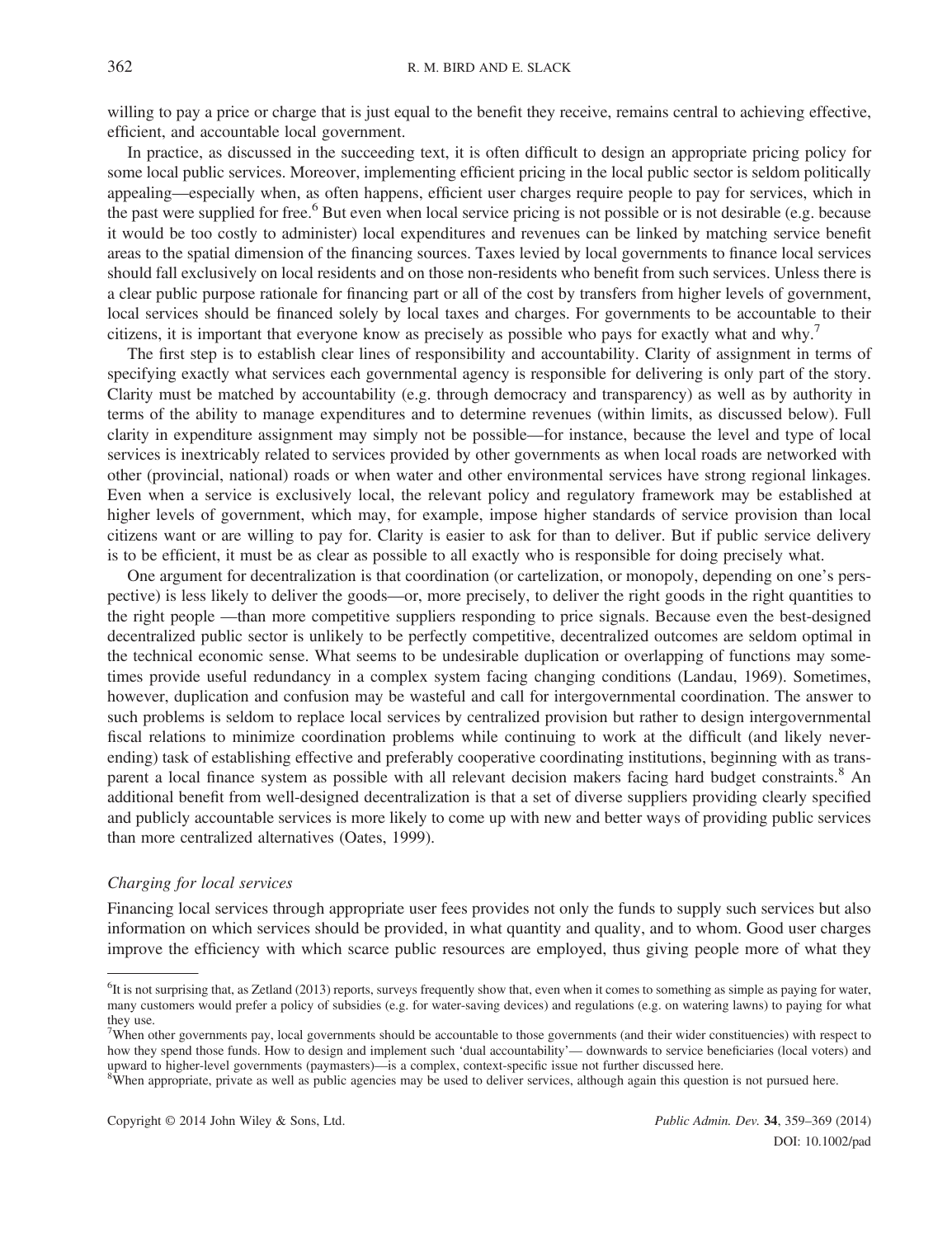willing to pay a price or charge that is just equal to the benefit they receive, remains central to achieving effective, efficient, and accountable local government.

In practice, as discussed in the succeeding text, it is often difficult to design an appropriate pricing policy for some local public services. Moreover, implementing efficient pricing in the local public sector is seldom politically appealing—especially when, as often happens, efficient user charges require people to pay for services, which in the past were supplied for free.[6] But even when local service pricing is not possible or is not desirable (e.g. because it would be too costly to administer) local expenditures and revenues can be linked by matching service benefit areas to the spatial dimension of the financing sources. Taxes levied by local governments to finance local services should fall exclusively on local residents and on those non-residents who benefit from such services. Unless there is a clear public purpose rationale for financing part or all of the cost by transfers from higher levels of government, local services should be financed solely by local taxes and charges. For governments to be accountable to their citizens, it is important that everyone know as precisely as possible who pays for exactly what and why.[7]

The first step is to establish clear lines of responsibility and accountability. Clarity of assignment in terms of specifying exactly what services each governmental agency is responsible for delivering is only part of the story. Clarity must be matched by accountability (e.g. through democracy and transparency) as well as by authority in terms of the ability to manage expenditures and to determine revenues (within limits, as discussed below). Full clarity in expenditure assignment may simply not be possible—for instance, because the level and type of local services is inextricably related to services provided by other governments as when local roads are networked with other (provincial, national) roads or when water and other environmental services have strong regional linkages. Even when a service is exclusively local, the relevant policy and regulatory framework may be established at higher levels of government, which may, for example, impose higher standards of service provision than local citizens want or are willing to pay for. Clarity is easier to ask for than to deliver. But if public service delivery is to be efficient, it must be as clear as possible to all exactly who is responsible for doing precisely what.

One argument for decentralization is that coordination (or cartelization, or monopoly, depending on one's perspective) is less likely to deliver the goods—or, more precisely, to deliver the right goods in the right quantities to the right people —than more competitive suppliers responding to price signals. Because even the best-designed decentralized public sector is unlikely to be perfectly competitive, decentralized outcomes are seldom optimal in the technical economic sense. What seems to be undesirable duplication or overlapping of functions may sometimes provide useful redundancy in a complex system facing changing conditions (Landau, 1969). Sometimes, however, duplication and confusion may be wasteful and call for intergovernmental coordination. The answer to such problems is seldom to replace local services by centralized provision but rather to design intergovernmental fiscal relations to minimize coordination problems while continuing to work at the difficult (and likely never-ending) task of establishing effective and preferably cooperative coordinating institutions, beginning with as transparent a local finance system as possible with all relevant decision makers facing hard budget constraints.[8] An additional benefit from well-designed decentralization is that a set of diverse suppliers providing clearly specified and publicly accountable services is more likely to come up with new and better ways of providing public services than more centralized alternatives (Oates, 1999).

### *Charging for local services*

Financing local services through appropriate user fees provides not only the funds to supply such services but also information on which services should be provided, in what quantity and quality, and to whom. Good user charges improve the efficiency with which scarce public resources are employed, thus giving people more of what they

---

[6]It is not surprising that, as Zetland (2013) reports, surveys frequently show that, even when it comes to something as simple as paying for water, many customers would prefer a policy of subsidies (e.g. for water-saving devices) and regulations (e.g. on watering lawns) to paying for what they use.

[7]When other governments pay, local governments should be accountable to those governments (and their wider constituencies) with respect to how they spend those funds. How to design and implement such 'dual accountability'— downwards to service beneficiaries (local voters) and upward to higher-level governments (paymasters)—is a complex, context-specific issue not further discussed here.

[8]When appropriate, private as well as public agencies may be used to deliver services, although again this question is not pursued here.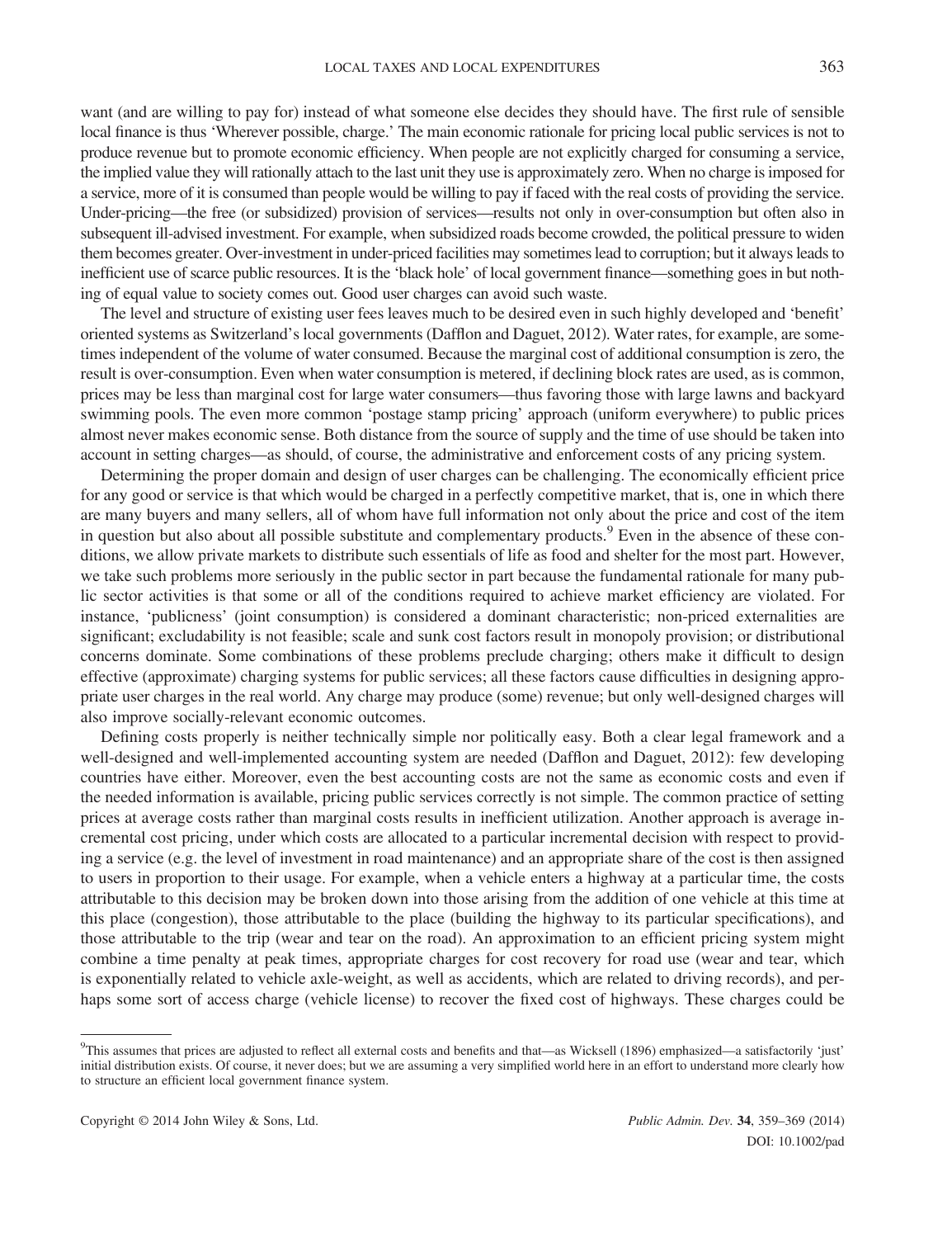want (and are willing to pay for) instead of what someone else decides they should have. The first rule of sensible local finance is thus 'Wherever possible, charge.' The main economic rationale for pricing local public services is not to produce revenue but to promote economic efficiency. When people are not explicitly charged for consuming a service, the implied value they will rationally attach to the last unit they use is approximately zero. When no charge is imposed for a service, more of it is consumed than people would be willing to pay if faced with the real costs of providing the service. Under-pricing—the free (or subsidized) provision of services—results not only in over-consumption but often also in subsequent ill-advised investment. For example, when subsidized roads become crowded, the political pressure to widen them becomes greater. Over-investment in under-priced facilities may sometimes lead to corruption; but it always leads to inefficient use of scarce public resources. It is the 'black hole' of local government finance—something goes in but nothing of equal value to society comes out. Good user charges can avoid such waste.

The level and structure of existing user fees leaves much to be desired even in such highly developed and 'benefit' oriented systems as Switzerland's local governments (Dafflon and Daguet, 2012). Water rates, for example, are sometimes independent of the volume of water consumed. Because the marginal cost of additional consumption is zero, the result is over-consumption. Even when water consumption is metered, if declining block rates are used, as is common, prices may be less than marginal cost for large water consumers—thus favoring those with large lawns and backyard swimming pools. The even more common 'postage stamp pricing' approach (uniform everywhere) to public prices almost never makes economic sense. Both distance from the source of supply and the time of use should be taken into account in setting charges—as should, of course, the administrative and enforcement costs of any pricing system.

Determining the proper domain and design of user charges can be challenging. The economically efficient price for any good or service is that which would be charged in a perfectly competitive market, that is, one in which there are many buyers and many sellers, all of whom have full information not only about the price and cost of the item in question but also about all possible substitute and complementary products.[9] Even in the absence of these conditions, we allow private markets to distribute such essentials of life as food and shelter for the most part. However, we take such problems more seriously in the public sector in part because the fundamental rationale for many public sector activities is that some or all of the conditions required to achieve market efficiency are violated. For instance, 'publicness' (joint consumption) is considered a dominant characteristic; non-priced externalities are significant; excludability is not feasible; scale and sunk cost factors result in monopoly provision; or distributional concerns dominate. Some combinations of these problems preclude charging; others make it difficult to design effective (approximate) charging systems for public services; all these factors cause difficulties in designing appropriate user charges in the real world. Any charge may produce (some) revenue; but only well-designed charges will also improve socially-relevant economic outcomes.

Defining costs properly is neither technically simple nor politically easy. Both a clear legal framework and a well-designed and well-implemented accounting system are needed (Dafflon and Daguet, 2012): few developing countries have either. Moreover, even the best accounting costs are not the same as economic costs and even if the needed information is available, pricing public services correctly is not simple. The common practice of setting prices at average costs rather than marginal costs results in inefficient utilization. Another approach is average incremental cost pricing, under which costs are allocated to a particular incremental decision with respect to providing a service (e.g. the level of investment in road maintenance) and an appropriate share of the cost is then assigned to users in proportion to their usage. For example, when a vehicle enters a highway at a particular time, the costs attributable to this decision may be broken down into those arising from the addition of one vehicle at this time at this place (congestion), those attributable to the place (building the highway to its particular specifications), and those attributable to the trip (wear and tear on the road). An approximation to an efficient pricing system might combine a time penalty at peak times, appropriate charges for cost recovery for road use (wear and tear, which is exponentially related to vehicle axle-weight, as well as accidents, which are related to driving records), and perhaps some sort of access charge (vehicle license) to recover the fixed cost of highways. These charges could be

[9]This assumes that prices are adjusted to reflect all external costs and benefits and that—as Wicksell (1896) emphasized—a satisfactorily 'just' initial distribution exists. Of course, it never does; but we are assuming a very simplified world here in an effort to understand more clearly how to structure an efficient local government finance system.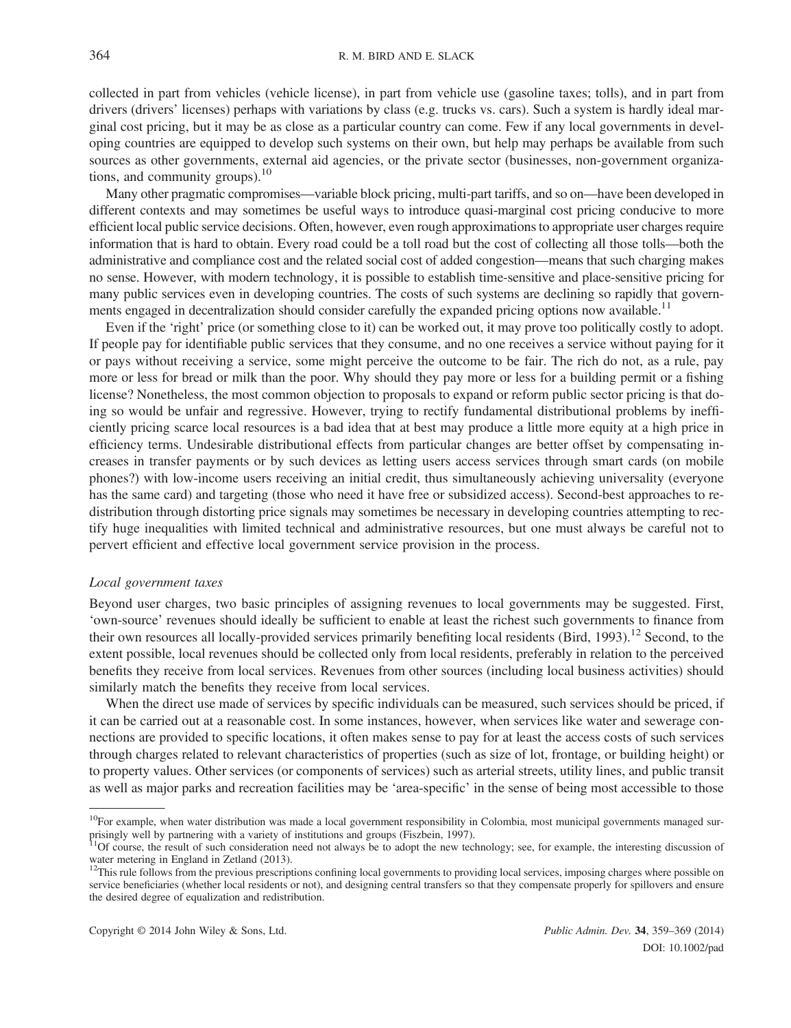collected in part from vehicles (vehicle license), in part from vehicle use (gasoline taxes; tolls), and in part from drivers (drivers' licenses) perhaps with variations by class (e.g. trucks vs. cars). Such a system is hardly ideal marginal cost pricing, but it may be as close as a particular country can come. Few if any local governments in developing countries are equipped to develop such systems on their own, but help may perhaps be available from such sources as other governments, external aid agencies, or the private sector (businesses, non-government organizations, and community groups).[10]

Many other pragmatic compromises—variable block pricing, multi-part tariffs, and so on—have been developed in different contexts and may sometimes be useful ways to introduce quasi-marginal cost pricing conducive to more efficient local public service decisions. Often, however, even rough approximations to appropriate user charges require information that is hard to obtain. Every road could be a toll road but the cost of collecting all those tolls—both the administrative and compliance cost and the related social cost of added congestion—means that such charging makes no sense. However, with modern technology, it is possible to establish time-sensitive and place-sensitive pricing for many public services even in developing countries. The costs of such systems are declining so rapidly that governments engaged in decentralization should consider carefully the expanded pricing options now available.[11]

Even if the 'right' price (or something close to it) can be worked out, it may prove too politically costly to adopt. If people pay for identifiable public services that they consume, and no one receives a service without paying for it or pays without receiving a service, some might perceive the outcome to be fair. The rich do not, as a rule, pay more or less for bread or milk than the poor. Why should they pay more or less for a building permit or a fishing license? Nonetheless, the most common objection to proposals to expand or reform public sector pricing is that doing so would be unfair and regressive. However, trying to rectify fundamental distributional problems by inefficiently pricing scarce local resources is a bad idea that at best may produce a little more equity at a high price in efficiency terms. Undesirable distributional effects from particular changes are better offset by compensating increases in transfer payments or by such devices as letting users access services through smart cards (on mobile phones?) with low-income users receiving an initial credit, thus simultaneously achieving universality (everyone has the same card) and targeting (those who need it have free or subsidized access). Second-best approaches to redistribution through distorting price signals may sometimes be necessary in developing countries attempting to rectify huge inequalities with limited technical and administrative resources, but one must always be careful not to pervert efficient and effective local government service provision in the process.

*Local government taxes*

Beyond user charges, two basic principles of assigning revenues to local governments may be suggested. First, 'own-source' revenues should ideally be sufficient to enable at least the richest such governments to finance from their own resources all locally-provided services primarily benefiting local residents (Bird, 1993).[12] Second, to the extent possible, local revenues should be collected only from local residents, preferably in relation to the perceived benefits they receive from local services. Revenues from other sources (including local business activities) should similarly match the benefits they receive from local services.

When the direct use made of services by specific individuals can be measured, such services should be priced, if it can be carried out at a reasonable cost. In some instances, however, when services like water and sewerage connections are provided to specific locations, it often makes sense to pay for at least the access costs of such services through charges related to relevant characteristics of properties (such as size of lot, frontage, or building height) or to property values. Other services (or components of services) such as arterial streets, utility lines, and public transit as well as major parks and recreation facilities may be 'area-specific' in the sense of being most accessible to those

---

[10] For example, when water distribution was made a local government responsibility in Colombia, most municipal governments managed surprisingly well by partnering with a variety of institutions and groups (Fiszbein, 1997).

[11] Of course, the result of such consideration need not always be to adopt the new technology; see, for example, the interesting discussion of water metering in England in Zetland (2013).

[12] This rule follows from the previous prescriptions confining local governments to providing local services, imposing charges where possible on service beneficiaries (whether local residents or not), and designing central transfers so that they compensate properly for spillovers and ensure the desired degree of equalization and redistribution.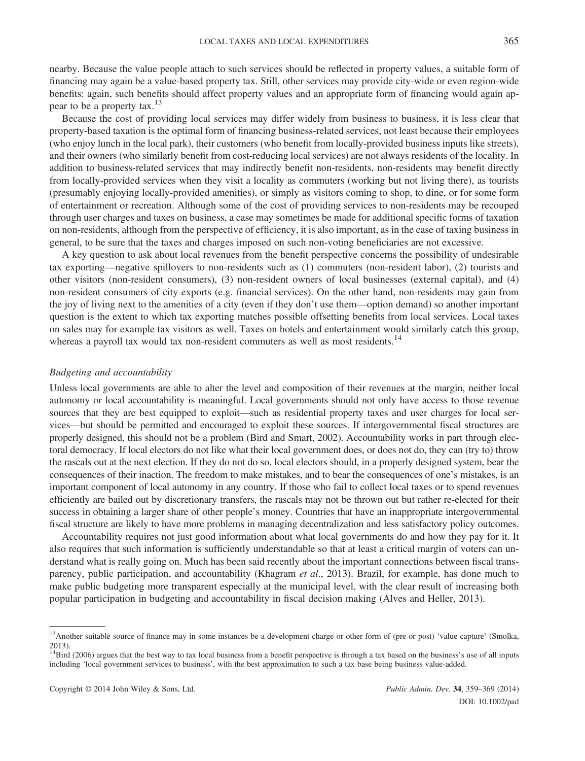nearby. Because the value people attach to such services should be reflected in property values, a suitable form of financing may again be a value-based property tax. Still, other services may provide city-wide or even region-wide benefits: again, such benefits should affect property values and an appropriate form of financing would again appear to be a property tax.[13]

Because the cost of providing local services may differ widely from business to business, it is less clear that property-based taxation is the optimal form of financing business-related services, not least because their employees (who enjoy lunch in the local park), their customers (who benefit from locally-provided business inputs like streets), and their owners (who similarly benefit from cost-reducing local services) are not always residents of the locality. In addition to business-related services that may indirectly benefit non-residents, non-residents may benefit directly from locally-provided services when they visit a locality as commuters (working but not living there), as tourists (presumably enjoying locally-provided amenities), or simply as visitors coming to shop, to dine, or for some form of entertainment or recreation. Although some of the cost of providing services to non-residents may be recouped through user charges and taxes on business, a case may sometimes be made for additional specific forms of taxation on non-residents, although from the perspective of efficiency, it is also important, as in the case of taxing business in general, to be sure that the taxes and charges imposed on such non-voting beneficiaries are not excessive.

A key question to ask about local revenues from the benefit perspective concerns the possibility of undesirable tax exporting—negative spillovers to non-residents such as (1) commuters (non-resident labor), (2) tourists and other visitors (non-resident consumers), (3) non-resident owners of local businesses (external capital), and (4) non-resident consumers of city exports (e.g. financial services). On the other hand, non-residents may gain from the joy of living next to the amenities of a city (even if they don't use them—option demand) so another important question is the extent to which tax exporting matches possible offsetting benefits from local services. Local taxes on sales may for example tax visitors as well. Taxes on hotels and entertainment would similarly catch this group, whereas a payroll tax would tax non-resident commuters as well as most residents.[14]

### *Budgeting and accountability*

Unless local governments are able to alter the level and composition of their revenues at the margin, neither local autonomy or local accountability is meaningful. Local governments should not only have access to those revenue sources that they are best equipped to exploit—such as residential property taxes and user charges for local services—but should be permitted and encouraged to exploit these sources. If intergovernmental fiscal structures are properly designed, this should not be a problem (Bird and Smart, 2002). Accountability works in part through electoral democracy. If local electors do not like what their local government does, or does not do, they can (try to) throw the rascals out at the next election. If they do not do so, local electors should, in a properly designed system, bear the consequences of their inaction. The freedom to make mistakes, and to bear the consequences of one's mistakes, is an important component of local autonomy in any country. If those who fail to collect local taxes or to spend revenues efficiently are bailed out by discretionary transfers, the rascals may not be thrown out but rather re-elected for their success in obtaining a larger share of other people's money. Countries that have an inappropriate intergovernmental fiscal structure are likely to have more problems in managing decentralization and less satisfactory policy outcomes.

Accountability requires not just good information about what local governments do and how they pay for it. It also requires that such information is sufficiently understandable so that at least a critical margin of voters can understand what is really going on. Much has been said recently about the important connections between fiscal transparency, public participation, and accountability (Khagram *et al*., 2013). Brazil, for example, has done much to make public budgeting more transparent especially at the municipal level, with the clear result of increasing both popular participation in budgeting and accountability in fiscal decision making (Alves and Heller, 2013).

---

[13] Another suitable source of finance may in some instances be a development charge or other form of (pre or post) 'value capture' (Smolka, 2013).

[14] Bird (2006) argues that the best way to tax local business from a benefit perspective is through a tax based on the business's use of all inputs including 'local government services to business', with the best approximation to such a tax base being business value-added.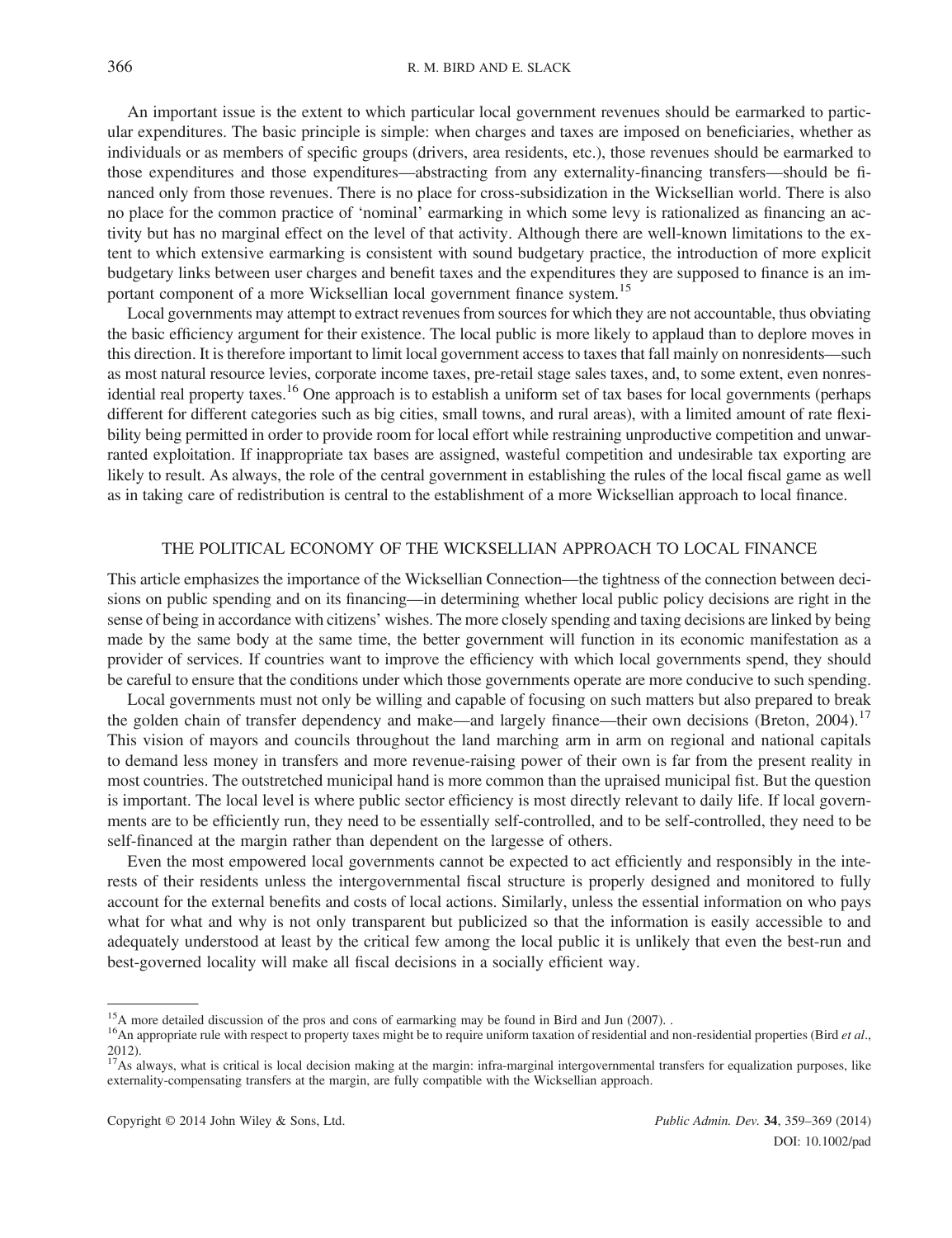An important issue is the extent to which particular local government revenues should be earmarked to particular expenditures. The basic principle is simple: when charges and taxes are imposed on beneficiaries, whether as individuals or as members of specific groups (drivers, area residents, etc.), those revenues should be earmarked to those expenditures and those expenditures—abstracting from any externality-financing transfers—should be financed only from those revenues. There is no place for cross-subsidization in the Wicksellian world. There is also no place for the common practice of 'nominal' earmarking in which some levy is rationalized as financing an activity but has no marginal effect on the level of that activity. Although there are well-known limitations to the extent to which extensive earmarking is consistent with sound budgetary practice, the introduction of more explicit budgetary links between user charges and benefit taxes and the expenditures they are supposed to finance is an important component of a more Wicksellian local government finance system.[15]

Local governments may attempt to extract revenues from sources for which they are not accountable, thus obviating the basic efficiency argument for their existence. The local public is more likely to applaud than to deplore moves in this direction. It is therefore important to limit local government access to taxes that fall mainly on nonresidents—such as most natural resource levies, corporate income taxes, pre-retail stage sales taxes, and, to some extent, even nonresidential real property taxes.[16] One approach is to establish a uniform set of tax bases for local governments (perhaps different for different categories such as big cities, small towns, and rural areas), with a limited amount of rate flexibility being permitted in order to provide room for local effort while restraining unproductive competition and unwarranted exploitation. If inappropriate tax bases are assigned, wasteful competition and undesirable tax exporting are likely to result. As always, the role of the central government in establishing the rules of the local fiscal game as well as in taking care of redistribution is central to the establishment of a more Wicksellian approach to local finance.

## THE POLITICAL ECONOMY OF THE WICKSELLIAN APPROACH TO LOCAL FINANCE

This article emphasizes the importance of the Wicksellian Connection—the tightness of the connection between decisions on public spending and on its financing—in determining whether local public policy decisions are right in the sense of being in accordance with citizens' wishes. The more closely spending and taxing decisions are linked by being made by the same body at the same time, the better government will function in its economic manifestation as a provider of services. If countries want to improve the efficiency with which local governments spend, they should be careful to ensure that the conditions under which those governments operate are more conducive to such spending.

Local governments must not only be willing and capable of focusing on such matters but also prepared to break the golden chain of transfer dependency and make—and largely finance—their own decisions (Breton, 2004).[17] This vision of mayors and councils throughout the land marching arm in arm on regional and national capitals to demand less money in transfers and more revenue-raising power of their own is far from the present reality in most countries. The outstretched municipal hand is more common than the upraised municipal fist. But the question is important. The local level is where public sector efficiency is most directly relevant to daily life. If local governments are to be efficiently run, they need to be essentially self-controlled, and to be self-controlled, they need to be self-financed at the margin rather than dependent on the largesse of others.

Even the most empowered local governments cannot be expected to act efficiently and responsibly in the interests of their residents unless the intergovernmental fiscal structure is properly designed and monitored to fully account for the external benefits and costs of local actions. Similarly, unless the essential information on who pays what for what and why is not only transparent but publicized so that the information is easily accessible to and adequately understood at least by the critical few among the local public it is unlikely that even the best-run and best-governed locality will make all fiscal decisions in a socially efficient way.

---

[15] A more detailed discussion of the pros and cons of earmarking may be found in Bird and Jun (2007). .

[16] An appropriate rule with respect to property taxes might be to require uniform taxation of residential and non-residential properties (Bird *et al*., 2012).

[17] As always, what is critical is local decision making at the margin: infra-marginal intergovernmental transfers for equalization purposes, like externality-compensating transfers at the margin, are fully compatible with the Wicksellian approach.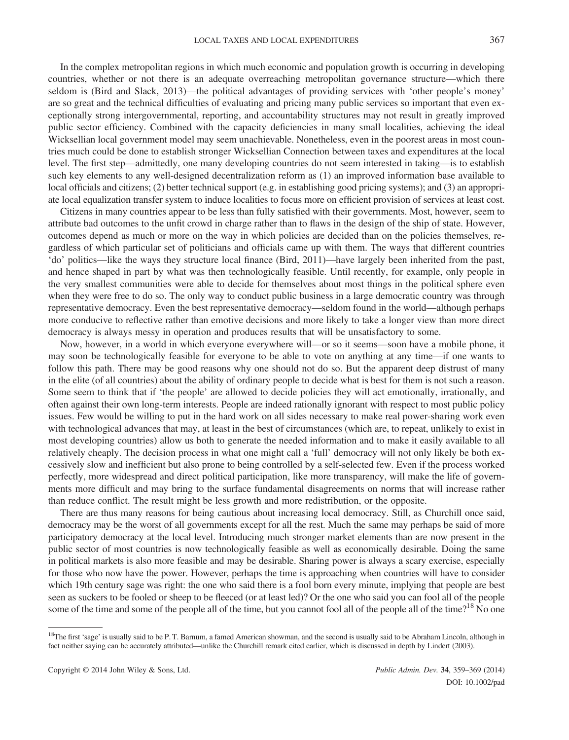In the complex metropolitan regions in which much economic and population growth is occurring in developing countries, whether or not there is an adequate overreaching metropolitan governance structure—which there seldom is (Bird and Slack, 2013)—the political advantages of providing services with 'other people's money' are so great and the technical difficulties of evaluating and pricing many public services so important that even exceptionally strong intergovernmental, reporting, and accountability structures may not result in greatly improved public sector efficiency. Combined with the capacity deficiencies in many small localities, achieving the ideal Wicksellian local government model may seem unachievable. Nonetheless, even in the poorest areas in most countries much could be done to establish stronger Wicksellian Connection between taxes and expenditures at the local level. The first step—admittedly, one many developing countries do not seem interested in taking—is to establish such key elements to any well-designed decentralization reform as (1) an improved information base available to local officials and citizens; (2) better technical support (e.g. in establishing good pricing systems); and (3) an appropriate local equalization transfer system to induce localities to focus more on efficient provision of services at least cost.

Citizens in many countries appear to be less than fully satisfied with their governments. Most, however, seem to attribute bad outcomes to the unfit crowd in charge rather than to flaws in the design of the ship of state. However, outcomes depend as much or more on the way in which policies are decided than on the policies themselves, regardless of which particular set of politicians and officials came up with them. The ways that different countries 'do' politics—like the ways they structure local finance (Bird, 2011)—have largely been inherited from the past, and hence shaped in part by what was then technologically feasible. Until recently, for example, only people in the very smallest communities were able to decide for themselves about most things in the political sphere even when they were free to do so. The only way to conduct public business in a large democratic country was through representative democracy. Even the best representative democracy—seldom found in the world—although perhaps more conducive to reflective rather than emotive decisions and more likely to take a longer view than more direct democracy is always messy in operation and produces results that will be unsatisfactory to some.

Now, however, in a world in which everyone everywhere will—or so it seems—soon have a mobile phone, it may soon be technologically feasible for everyone to be able to vote on anything at any time—if one wants to follow this path. There may be good reasons why one should not do so. But the apparent deep distrust of many in the elite (of all countries) about the ability of ordinary people to decide what is best for them is not such a reason. Some seem to think that if 'the people' are allowed to decide policies they will act emotionally, irrationally, and often against their own long-term interests. People are indeed rationally ignorant with respect to most public policy issues. Few would be willing to put in the hard work on all sides necessary to make real power-sharing work even with technological advances that may, at least in the best of circumstances (which are, to repeat, unlikely to exist in most developing countries) allow us both to generate the needed information and to make it easily available to all relatively cheaply. The decision process in what one might call a 'full' democracy will not only likely be both excessively slow and inefficient but also prone to being controlled by a self-selected few. Even if the process worked perfectly, more widespread and direct political participation, like more transparency, will make the life of governments more difficult and may bring to the surface fundamental disagreements on norms that will increase rather than reduce conflict. The result might be less growth and more redistribution, or the opposite.

There are thus many reasons for being cautious about increasing local democracy. Still, as Churchill once said, democracy may be the worst of all governments except for all the rest. Much the same may perhaps be said of more participatory democracy at the local level. Introducing much stronger market elements than are now present in the public sector of most countries is now technologically feasible as well as economically desirable. Doing the same in political markets is also more feasible and may be desirable. Sharing power is always a scary exercise, especially for those who now have the power. However, perhaps the time is approaching when countries will have to consider which 19th century sage was right: the one who said there is a fool born every minute, implying that people are best seen as suckers to be fooled or sheep to be fleeced (or at least led)? Or the one who said you can fool all of the people some of the time and some of the people all of the time, but you cannot fool all of the people all of the time?[18] No one

[18] The first 'sage' is usually said to be P. T. Barnum, a famed American showman, and the second is usually said to be Abraham Lincoln, although in fact neither saying can be accurately attributed—unlike the Churchill remark cited earlier, which is discussed in depth by Lindert (2003).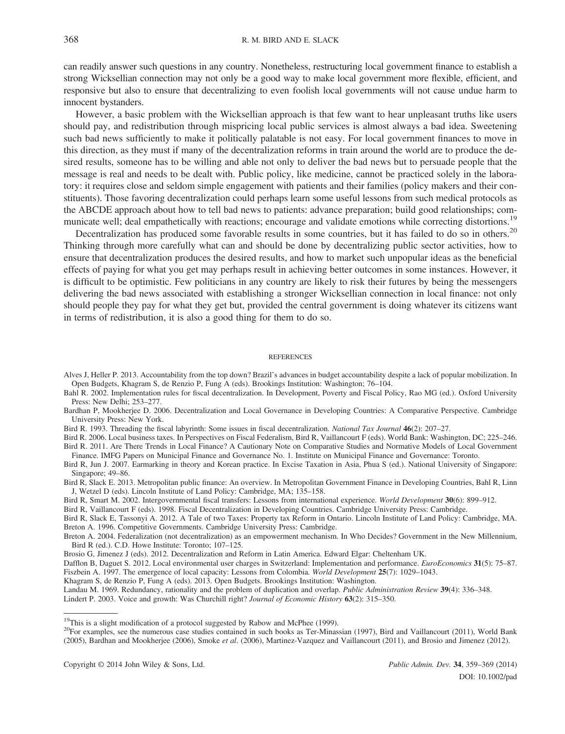can readily answer such questions in any country. Nonetheless, restructuring local government finance to establish a strong Wicksellian connection may not only be a good way to make local government more flexible, efficient, and responsive but also to ensure that decentralizing to even foolish local governments will not cause undue harm to innocent bystanders.

However, a basic problem with the Wicksellian approach is that few want to hear unpleasant truths like users should pay, and redistribution through mispricing local public services is almost always a bad idea. Sweetening such bad news sufficiently to make it politically palatable is not easy. For local government finances to move in this direction, as they must if many of the decentralization reforms in train around the world are to produce the desired results, someone has to be willing and able not only to deliver the bad news but to persuade people that the message is real and needs to be dealt with. Public policy, like medicine, cannot be practiced solely in the laboratory: it requires close and seldom simple engagement with patients and their families (policy makers and their constituents). Those favoring decentralization could perhaps learn some useful lessons from such medical protocols as the ABCDE approach about how to tell bad news to patients: advance preparation; build good relationships; communicate well; deal empathetically with reactions; encourage and validate emotions while correcting distortions.[19]

Decentralization has produced some favorable results in some countries, but it has failed to do so in others.[20] Thinking through more carefully what can and should be done by decentralizing public sector activities, how to ensure that decentralization produces the desired results, and how to market such unpopular ideas as the beneficial effects of paying for what you get may perhaps result in achieving better outcomes in some instances. However, it is difficult to be optimistic. Few politicians in any country are likely to risk their futures by being the messengers delivering the bad news associated with establishing a stronger Wicksellian connection in local finance: not only should people they pay for what they get but, provided the central government is doing whatever its citizens want in terms of redistribution, it is also a good thing for them to do so.

## REFERENCES

Alves J, Heller P. 2013. Accountability from the top down? Brazil's advances in budget accountability despite a lack of popular mobilization. In Open Budgets, Khagram S, de Renzio P, Fung A (eds). Brookings Institution: Washington; 76–104.

Bahl R. 2002. Implementation rules for fiscal decentralization. In Development, Poverty and Fiscal Policy, Rao MG (ed.). Oxford University Press: New Delhi; 253–277.

Bardhan P, Mookherjee D. 2006. Decentralization and Local Governance in Developing Countries: A Comparative Perspective. Cambridge University Press: New York.

Bird R. 1993. Threading the fiscal labyrinth: Some issues in fiscal decentralization. *National Tax Journal* **46**(2): 207–27.

Bird R. 2006. Local business taxes. In Perspectives on Fiscal Federalism, Bird R, Vaillancourt F (eds). World Bank: Washington, DC; 225–246.

Bird R. 2011. Are There Trends in Local Finance? A Cautionary Note on Comparative Studies and Normative Models of Local Government Finance. IMFG Papers on Municipal Finance and Governance No. 1. Institute on Municipal Finance and Governance: Toronto.

Bird R, Jun J. 2007. Earmarking in theory and Korean practice. In Excise Taxation in Asia, Phua S (ed.). National University of Singapore: Singapore; 49–86.

Bird R, Slack E. 2013. Metropolitan public finance: An overview. In Metropolitan Government Finance in Developing Countries, Bahl R, Linn J, Wetzel D (eds). Lincoln Institute of Land Policy: Cambridge, MA; 135–158.

Bird R, Smart M. 2002. Intergovernmental fiscal transfers: Lessons from international experience. *World Development* **30**(6): 899–912.

Bird R, Vaillancourt F (eds). 1998. Fiscal Decentralization in Developing Countries. Cambridge University Press: Cambridge.

Bird R, Slack E, Tassonyi A. 2012. A Tale of two Taxes: Property tax Reform in Ontario. Lincoln Institute of Land Policy: Cambridge, MA.

Breton A. 1996. Competitive Governments. Cambridge University Press: Cambridge.

Breton A. 2004. Federalization (not decentralization) as an empowerment mechanism. In Who Decides? Government in the New Millennium, Bird R (ed.). C.D. Howe Institute: Toronto; 107–125.

Brosio G, Jimenez J (eds). 2012. Decentralization and Reform in Latin America. Edward Elgar: Cheltenham UK.

Dafflon B, Daguet S. 2012. Local environmental user charges in Switzerland: Implementation and performance. *EuroEconomics* **31**(5): 75–87.

Fiszbein A. 1997. The emergence of local capacity: Lessons from Colombia. *World Development* **25**(7): 1029–1043.

Khagram S, de Renzio P, Fung A (eds). 2013. Open Budgets. Brookings Institution: Washington.

Landau M. 1969. Redundancy, rationality and the problem of duplication and overlap. *Public Administration Review* **39**(4): 336–348.

Lindert P. 2003. Voice and growth: Was Churchill right? *Journal of Economic History* **63**(2): 315–350.

---

[19] This is a slight modification of a protocol suggested by Rabow and McPhee (1999).

[20] For examples, see the numerous case studies contained in such books as Ter-Minassian (1997), Bird and Vaillancourt (2011), World Bank (2005), Bardhan and Mookherjee (2006), Smoke *et al*. (2006), Martinez-Vazquez and Vaillancourt (2011), and Brosio and Jimenez (2012).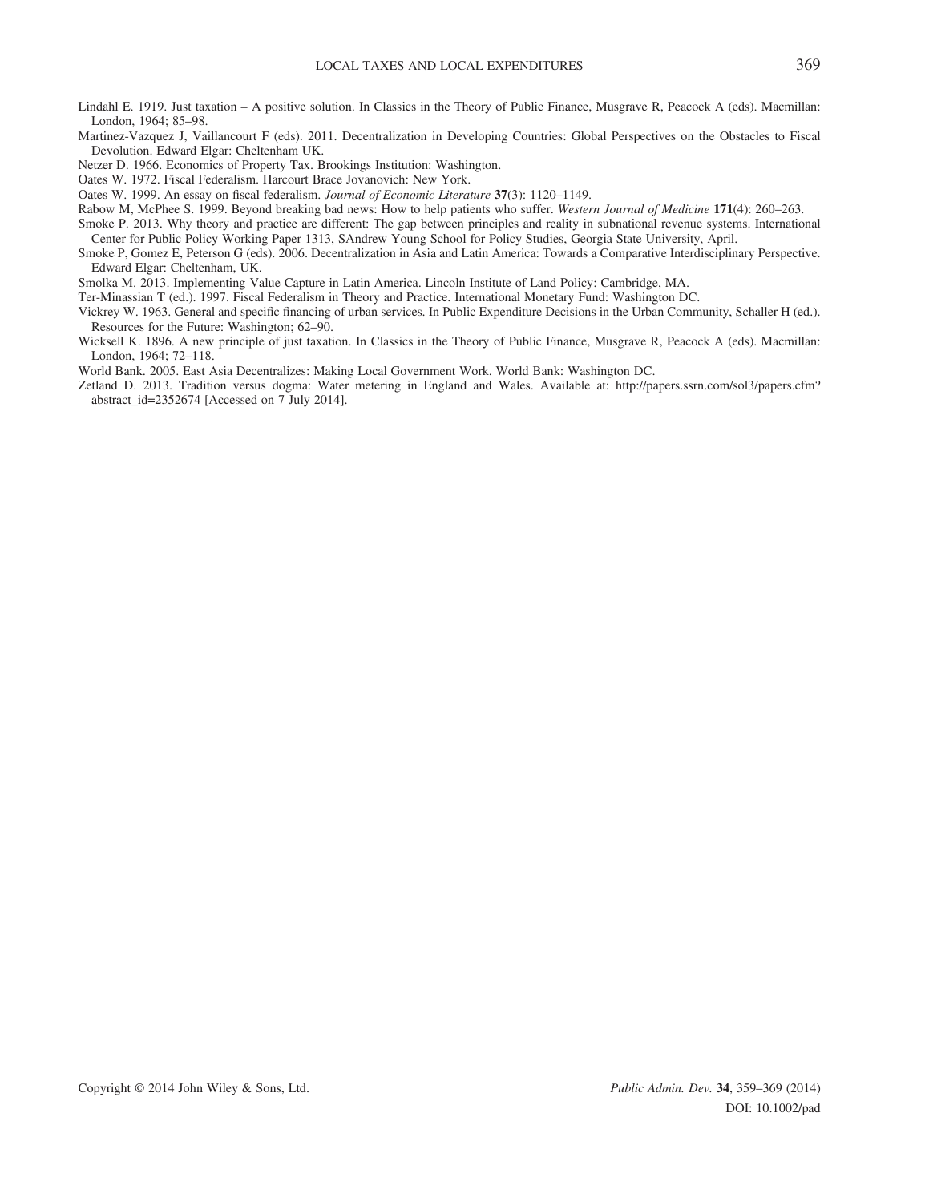Lindahl E. 1919. Just taxation – A positive solution. In Classics in the Theory of Public Finance, Musgrave R, Peacock A (eds). Macmillan: London, 1964; 85–98.

Martinez-Vazquez J, Vaillancourt F (eds). 2011. Decentralization in Developing Countries: Global Perspectives on the Obstacles to Fiscal Devolution. Edward Elgar: Cheltenham UK.

Netzer D. 1966. Economics of Property Tax. Brookings Institution: Washington.

Oates W. 1972. Fiscal Federalism. Harcourt Brace Jovanovich: New York.

Oates W. 1999. An essay on fiscal federalism. *Journal of Economic Literature* **37**(3): 1120–1149.

Rabow M, McPhee S. 1999. Beyond breaking bad news: How to help patients who suffer. *Western Journal of Medicine* **171**(4): 260–263.

Smoke P. 2013. Why theory and practice are different: The gap between principles and reality in subnational revenue systems. International Center for Public Policy Working Paper 1313, SAndrew Young School for Policy Studies, Georgia State University, April.

Smoke P, Gomez E, Peterson G (eds). 2006. Decentralization in Asia and Latin America: Towards a Comparative Interdisciplinary Perspective. Edward Elgar: Cheltenham, UK.

Smolka M. 2013. Implementing Value Capture in Latin America. Lincoln Institute of Land Policy: Cambridge, MA.

Ter-Minassian T (ed.). 1997. Fiscal Federalism in Theory and Practice. International Monetary Fund: Washington DC.

Vickrey W. 1963. General and specific financing of urban services. In Public Expenditure Decisions in the Urban Community, Schaller H (ed.). Resources for the Future: Washington; 62–90.

Wicksell K. 1896. A new principle of just taxation. In Classics in the Theory of Public Finance, Musgrave R, Peacock A (eds). Macmillan: London, 1964; 72–118.

World Bank. 2005. East Asia Decentralizes: Making Local Government Work. World Bank: Washington DC.

Zetland D. 2013. Tradition versus dogma: Water metering in England and Wales. Available at: http://papers.ssrn.com/sol3/papers.cfm?abstract_id=2352674 [Accessed on 7 July 2014].